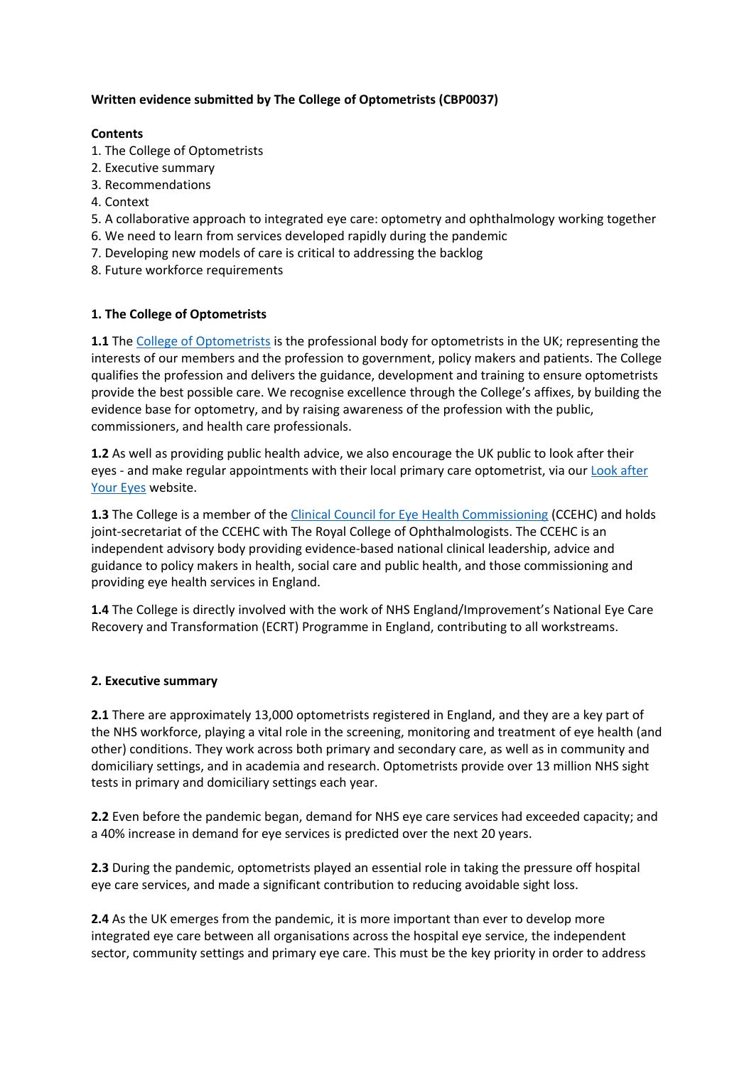**Written evidence submitted by The College of Optometrists (CBP0037)**

**Contents**

1. The College of Optometrists
2. Executive summary
3. Recommendations
4. Context
5. A collaborative approach to integrated eye care: optometry and ophthalmology working together
6. We need to learn from services developed rapidly during the pandemic
7. Developing new models of care is critical to addressing the backlog
8. Future workforce requirements

## 1. The College of Optometrists

**1.1** The College of Optometrists is the professional body for optometrists in the UK; representing the interests of our members and the profession to government, policy makers and patients. The College qualifies the profession and delivers the guidance, development and training to ensure optometrists provide the best possible care. We recognise excellence through the College's affixes, by building the evidence base for optometry, and by raising awareness of the profession with the public, commissioners, and health care professionals.

**1.2** As well as providing public health advice, we also encourage the UK public to look after their eyes - and make regular appointments with their local primary care optometrist, via our Look after Your Eyes website.

**1.3** The College is a member of the Clinical Council for Eye Health Commissioning (CCEHC) and holds joint-secretariat of the CCEHC with The Royal College of Ophthalmologists. The CCEHC is an independent advisory body providing evidence-based national clinical leadership, advice and guidance to policy makers in health, social care and public health, and those commissioning and providing eye health services in England.

**1.4** The College is directly involved with the work of NHS England/Improvement's National Eye Care Recovery and Transformation (ECRT) Programme in England, contributing to all workstreams.

## 2. Executive summary

**2.1** There are approximately 13,000 optometrists registered in England, and they are a key part of the NHS workforce, playing a vital role in the screening, monitoring and treatment of eye health (and other) conditions. They work across both primary and secondary care, as well as in community and domiciliary settings, and in academia and research. Optometrists provide over 13 million NHS sight tests in primary and domiciliary settings each year.

**2.2** Even before the pandemic began, demand for NHS eye care services had exceeded capacity; and a 40% increase in demand for eye services is predicted over the next 20 years.

**2.3** During the pandemic, optometrists played an essential role in taking the pressure off hospital eye care services, and made a significant contribution to reducing avoidable sight loss.

**2.4** As the UK emerges from the pandemic, it is more important than ever to develop more integrated eye care between all organisations across the hospital eye service, the independent sector, community settings and primary eye care. This must be the key priority in order to address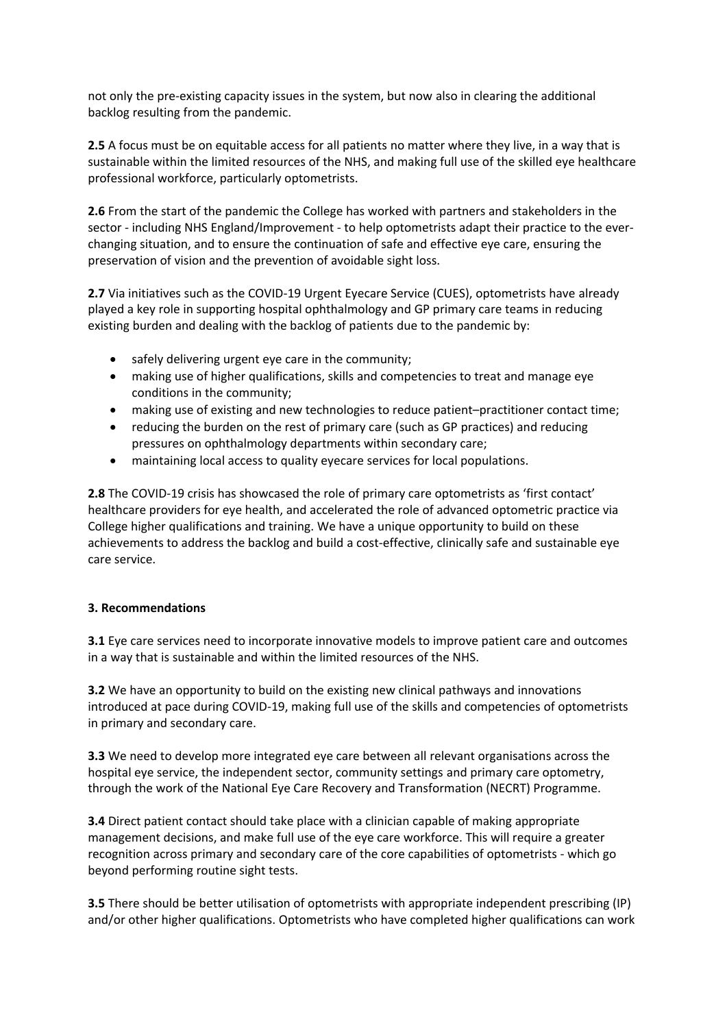not only the pre-existing capacity issues in the system, but now also in clearing the additional backlog resulting from the pandemic.

**2.5** A focus must be on equitable access for all patients no matter where they live, in a way that is sustainable within the limited resources of the NHS, and making full use of the skilled eye healthcare professional workforce, particularly optometrists.

**2.6** From the start of the pandemic the College has worked with partners and stakeholders in the sector - including NHS England/Improvement - to help optometrists adapt their practice to the ever-changing situation, and to ensure the continuation of safe and effective eye care, ensuring the preservation of vision and the prevention of avoidable sight loss.

**2.7** Via initiatives such as the COVID-19 Urgent Eyecare Service (CUES), optometrists have already played a key role in supporting hospital ophthalmology and GP primary care teams in reducing existing burden and dealing with the backlog of patients due to the pandemic by:

- safely delivering urgent eye care in the community;
- making use of higher qualifications, skills and competencies to treat and manage eye conditions in the community;
- making use of existing and new technologies to reduce patient–practitioner contact time;
- reducing the burden on the rest of primary care (such as GP practices) and reducing pressures on ophthalmology departments within secondary care;
- maintaining local access to quality eyecare services for local populations.

**2.8** The COVID-19 crisis has showcased the role of primary care optometrists as 'first contact' healthcare providers for eye health, and accelerated the role of advanced optometric practice via College higher qualifications and training. We have a unique opportunity to build on these achievements to address the backlog and build a cost-effective, clinically safe and sustainable eye care service.

### 3. Recommendations

**3.1** Eye care services need to incorporate innovative models to improve patient care and outcomes in a way that is sustainable and within the limited resources of the NHS.

**3.2** We have an opportunity to build on the existing new clinical pathways and innovations introduced at pace during COVID-19, making full use of the skills and competencies of optometrists in primary and secondary care.

**3.3** We need to develop more integrated eye care between all relevant organisations across the hospital eye service, the independent sector, community settings and primary care optometry, through the work of the National Eye Care Recovery and Transformation (NECRT) Programme.

**3.4** Direct patient contact should take place with a clinician capable of making appropriate management decisions, and make full use of the eye care workforce. This will require a greater recognition across primary and secondary care of the core capabilities of optometrists - which go beyond performing routine sight tests.

**3.5** There should be better utilisation of optometrists with appropriate independent prescribing (IP) and/or other higher qualifications. Optometrists who have completed higher qualifications can work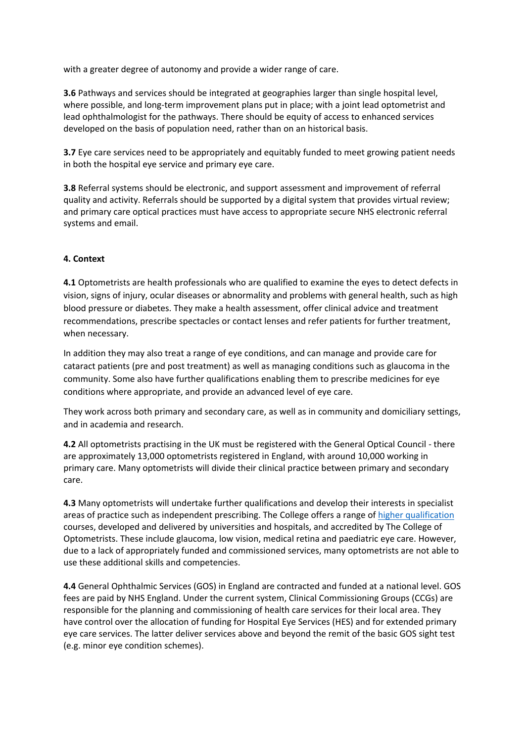with a greater degree of autonomy and provide a wider range of care.

**3.6** Pathways and services should be integrated at geographies larger than single hospital level, where possible, and long-term improvement plans put in place; with a joint lead optometrist and lead ophthalmologist for the pathways. There should be equity of access to enhanced services developed on the basis of population need, rather than on an historical basis.

**3.7** Eye care services need to be appropriately and equitably funded to meet growing patient needs in both the hospital eye service and primary eye care.

**3.8** Referral systems should be electronic, and support assessment and improvement of referral quality and activity. Referrals should be supported by a digital system that provides virtual review; and primary care optical practices must have access to appropriate secure NHS electronic referral systems and email.

**4. Context**

**4.1** Optometrists are health professionals who are qualified to examine the eyes to detect defects in vision, signs of injury, ocular diseases or abnormality and problems with general health, such as high blood pressure or diabetes. They make a health assessment, offer clinical advice and treatment recommendations, prescribe spectacles or contact lenses and refer patients for further treatment, when necessary.

In addition they may also treat a range of eye conditions, and can manage and provide care for cataract patients (pre and post treatment) as well as managing conditions such as glaucoma in the community. Some also have further qualifications enabling them to prescribe medicines for eye conditions where appropriate, and provide an advanced level of eye care.

They work across both primary and secondary care, as well as in community and domiciliary settings, and in academia and research.

**4.2** All optometrists practising in the UK must be registered with the General Optical Council - there are approximately 13,000 optometrists registered in England, with around 10,000 working in primary care. Many optometrists will divide their clinical practice between primary and secondary care.

**4.3** Many optometrists will undertake further qualifications and develop their interests in specialist areas of practice such as independent prescribing. The College offers a range of higher qualification courses, developed and delivered by universities and hospitals, and accredited by The College of Optometrists. These include glaucoma, low vision, medical retina and paediatric eye care. However, due to a lack of appropriately funded and commissioned services, many optometrists are not able to use these additional skills and competencies.

**4.4** General Ophthalmic Services (GOS) in England are contracted and funded at a national level. GOS fees are paid by NHS England. Under the current system, Clinical Commissioning Groups (CCGs) are responsible for the planning and commissioning of health care services for their local area. They have control over the allocation of funding for Hospital Eye Services (HES) and for extended primary eye care services. The latter deliver services above and beyond the remit of the basic GOS sight test (e.g. minor eye condition schemes).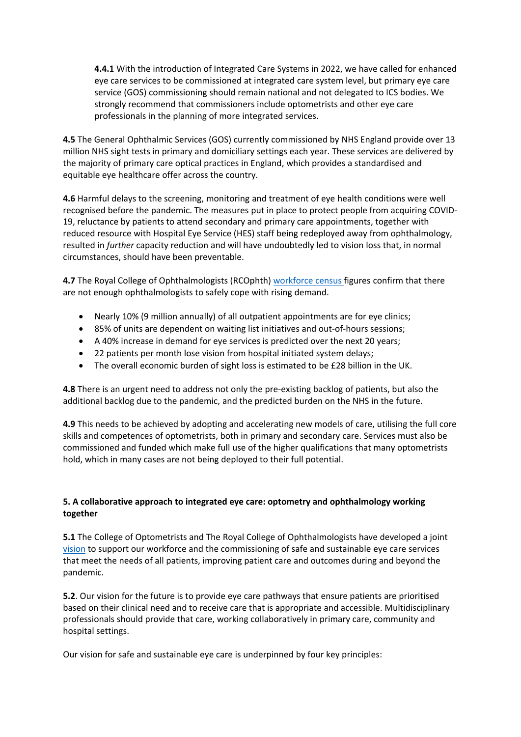**4.4.1** With the introduction of Integrated Care Systems in 2022, we have called for enhanced eye care services to be commissioned at integrated care system level, but primary eye care service (GOS) commissioning should remain national and not delegated to ICS bodies. We strongly recommend that commissioners include optometrists and other eye care professionals in the planning of more integrated services.

**4.5** The General Ophthalmic Services (GOS) currently commissioned by NHS England provide over 13 million NHS sight tests in primary and domiciliary settings each year. These services are delivered by the majority of primary care optical practices in England, which provides a standardised and equitable eye healthcare offer across the country.

**4.6** Harmful delays to the screening, monitoring and treatment of eye health conditions were well recognised before the pandemic. The measures put in place to protect people from acquiring COVID-19, reluctance by patients to attend secondary and primary care appointments, together with reduced resource with Hospital Eye Service (HES) staff being redeployed away from ophthalmology, resulted in *further* capacity reduction and will have undoubtedly led to vision loss that, in normal circumstances, should have been preventable.

**4.7** The Royal College of Ophthalmologists (RCOphth) workforce census figures confirm that there are not enough ophthalmologists to safely cope with rising demand.

- Nearly 10% (9 million annually) of all outpatient appointments are for eye clinics;
- 85% of units are dependent on waiting list initiatives and out-of-hours sessions;
- A 40% increase in demand for eye services is predicted over the next 20 years;
- 22 patients per month lose vision from hospital initiated system delays;
- The overall economic burden of sight loss is estimated to be £28 billion in the UK.

**4.8** There is an urgent need to address not only the pre-existing backlog of patients, but also the additional backlog due to the pandemic, and the predicted burden on the NHS in the future.

**4.9** This needs to be achieved by adopting and accelerating new models of care, utilising the full core skills and competences of optometrists, both in primary and secondary care. Services must also be commissioned and funded which make full use of the higher qualifications that many optometrists hold, which in many cases are not being deployed to their full potential.

## 5. A collaborative approach to integrated eye care: optometry and ophthalmology working together

**5.1** The College of Optometrists and The Royal College of Ophthalmologists have developed a joint vision to support our workforce and the commissioning of safe and sustainable eye care services that meet the needs of all patients, improving patient care and outcomes during and beyond the pandemic.

**5.2**. Our vision for the future is to provide eye care pathways that ensure patients are prioritised based on their clinical need and to receive care that is appropriate and accessible. Multidisciplinary professionals should provide that care, working collaboratively in primary care, community and hospital settings.

Our vision for safe and sustainable eye care is underpinned by four key principles: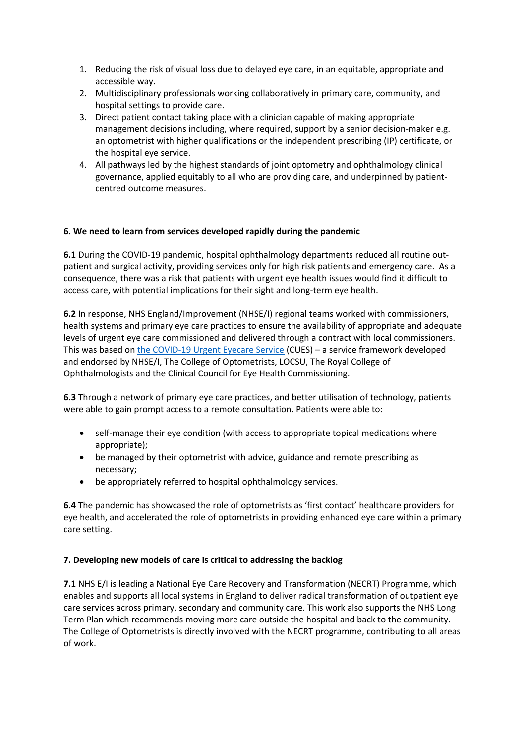1. Reducing the risk of visual loss due to delayed eye care, in an equitable, appropriate and accessible way.
2. Multidisciplinary professionals working collaboratively in primary care, community, and hospital settings to provide care.
3. Direct patient contact taking place with a clinician capable of making appropriate management decisions including, where required, support by a senior decision-maker e.g. an optometrist with higher qualifications or the independent prescribing (IP) certificate, or the hospital eye service.
4. All pathways led by the highest standards of joint optometry and ophthalmology clinical governance, applied equitably to all who are providing care, and underpinned by patient-centred outcome measures.

**6. We need to learn from services developed rapidly during the pandemic**

**6.1** During the COVID-19 pandemic, hospital ophthalmology departments reduced all routine out-patient and surgical activity, providing services only for high risk patients and emergency care. As a consequence, there was a risk that patients with urgent eye health issues would find it difficult to access care, with potential implications for their sight and long-term eye health.

**6.2** In response, NHS England/Improvement (NHSE/I) regional teams worked with commissioners, health systems and primary eye care practices to ensure the availability of appropriate and adequate levels of urgent eye care commissioned and delivered through a contract with local commissioners. This was based on the COVID-19 Urgent Eyecare Service (CUES) – a service framework developed and endorsed by NHSE/I, The College of Optometrists, LOCSU, The Royal College of Ophthalmologists and the Clinical Council for Eye Health Commissioning.

**6.3** Through a network of primary eye care practices, and better utilisation of technology, patients were able to gain prompt access to a remote consultation. Patients were able to:

- self-manage their eye condition (with access to appropriate topical medications where appropriate);
- be managed by their optometrist with advice, guidance and remote prescribing as necessary;
- be appropriately referred to hospital ophthalmology services.

**6.4** The pandemic has showcased the role of optometrists as 'first contact' healthcare providers for eye health, and accelerated the role of optometrists in providing enhanced eye care within a primary care setting.

**7. Developing new models of care is critical to addressing the backlog**

**7.1** NHS E/I is leading a National Eye Care Recovery and Transformation (NECRT) Programme, which enables and supports all local systems in England to deliver radical transformation of outpatient eye care services across primary, secondary and community care. This work also supports the NHS Long Term Plan which recommends moving more care outside the hospital and back to the community. The College of Optometrists is directly involved with the NECRT programme, contributing to all areas of work.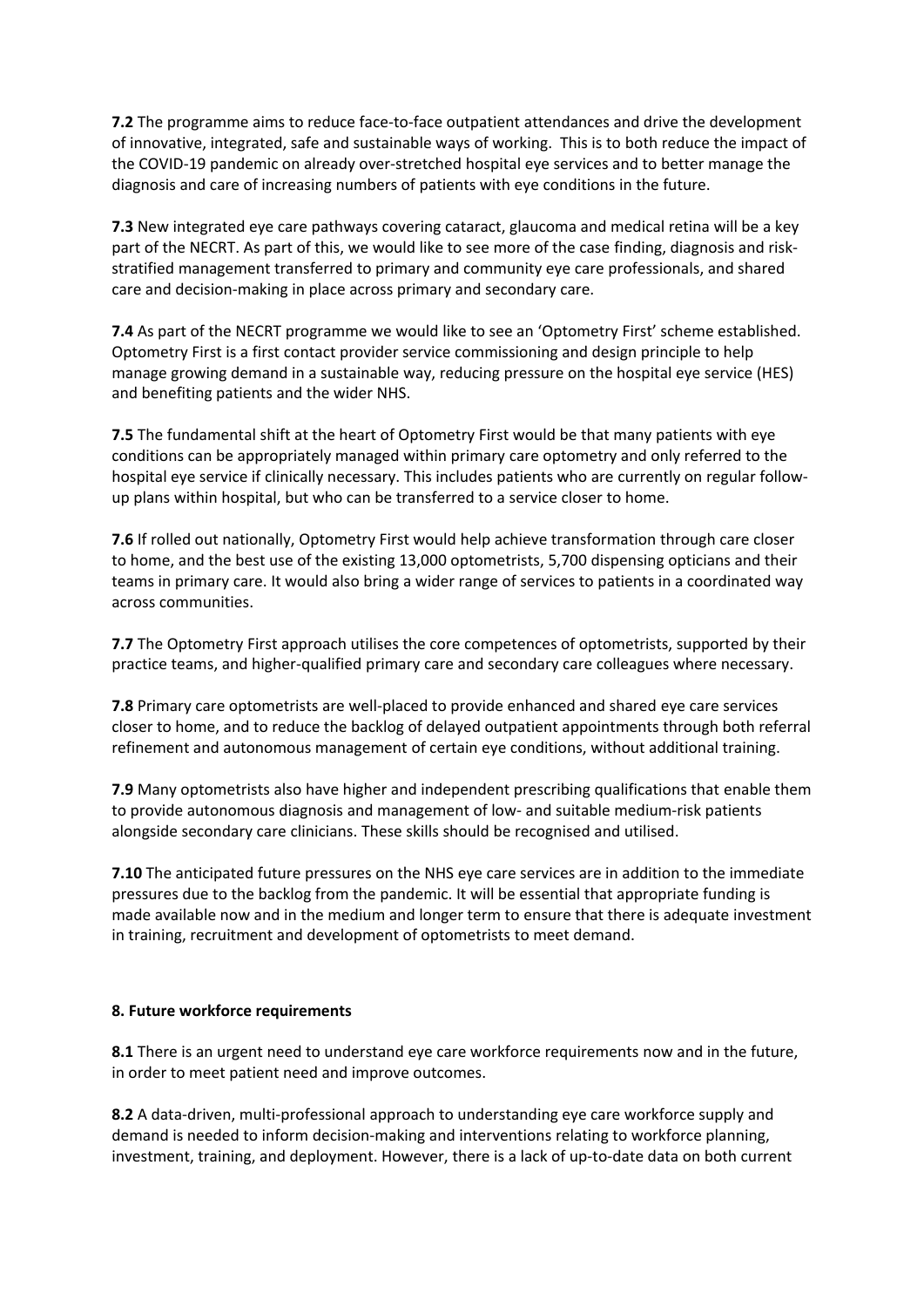**7.2** The programme aims to reduce face-to-face outpatient attendances and drive the development of innovative, integrated, safe and sustainable ways of working. This is to both reduce the impact of the COVID-19 pandemic on already over-stretched hospital eye services and to better manage the diagnosis and care of increasing numbers of patients with eye conditions in the future.

**7.3** New integrated eye care pathways covering cataract, glaucoma and medical retina will be a key part of the NECRT. As part of this, we would like to see more of the case finding, diagnosis and risk-stratified management transferred to primary and community eye care professionals, and shared care and decision-making in place across primary and secondary care.

**7.4** As part of the NECRT programme we would like to see an 'Optometry First' scheme established. Optometry First is a first contact provider service commissioning and design principle to help manage growing demand in a sustainable way, reducing pressure on the hospital eye service (HES) and benefiting patients and the wider NHS.

**7.5** The fundamental shift at the heart of Optometry First would be that many patients with eye conditions can be appropriately managed within primary care optometry and only referred to the hospital eye service if clinically necessary. This includes patients who are currently on regular follow-up plans within hospital, but who can be transferred to a service closer to home.

**7.6** If rolled out nationally, Optometry First would help achieve transformation through care closer to home, and the best use of the existing 13,000 optometrists, 5,700 dispensing opticians and their teams in primary care. It would also bring a wider range of services to patients in a coordinated way across communities.

**7.7** The Optometry First approach utilises the core competences of optometrists, supported by their practice teams, and higher-qualified primary care and secondary care colleagues where necessary.

**7.8** Primary care optometrists are well-placed to provide enhanced and shared eye care services closer to home, and to reduce the backlog of delayed outpatient appointments through both referral refinement and autonomous management of certain eye conditions, without additional training.

**7.9** Many optometrists also have higher and independent prescribing qualifications that enable them to provide autonomous diagnosis and management of low- and suitable medium-risk patients alongside secondary care clinicians. These skills should be recognised and utilised.

**7.10** The anticipated future pressures on the NHS eye care services are in addition to the immediate pressures due to the backlog from the pandemic. It will be essential that appropriate funding is made available now and in the medium and longer term to ensure that there is adequate investment in training, recruitment and development of optometrists to meet demand.

## 8. Future workforce requirements

**8.1** There is an urgent need to understand eye care workforce requirements now and in the future, in order to meet patient need and improve outcomes.

**8.2** A data-driven, multi-professional approach to understanding eye care workforce supply and demand is needed to inform decision-making and interventions relating to workforce planning, investment, training, and deployment. However, there is a lack of up-to-date data on both current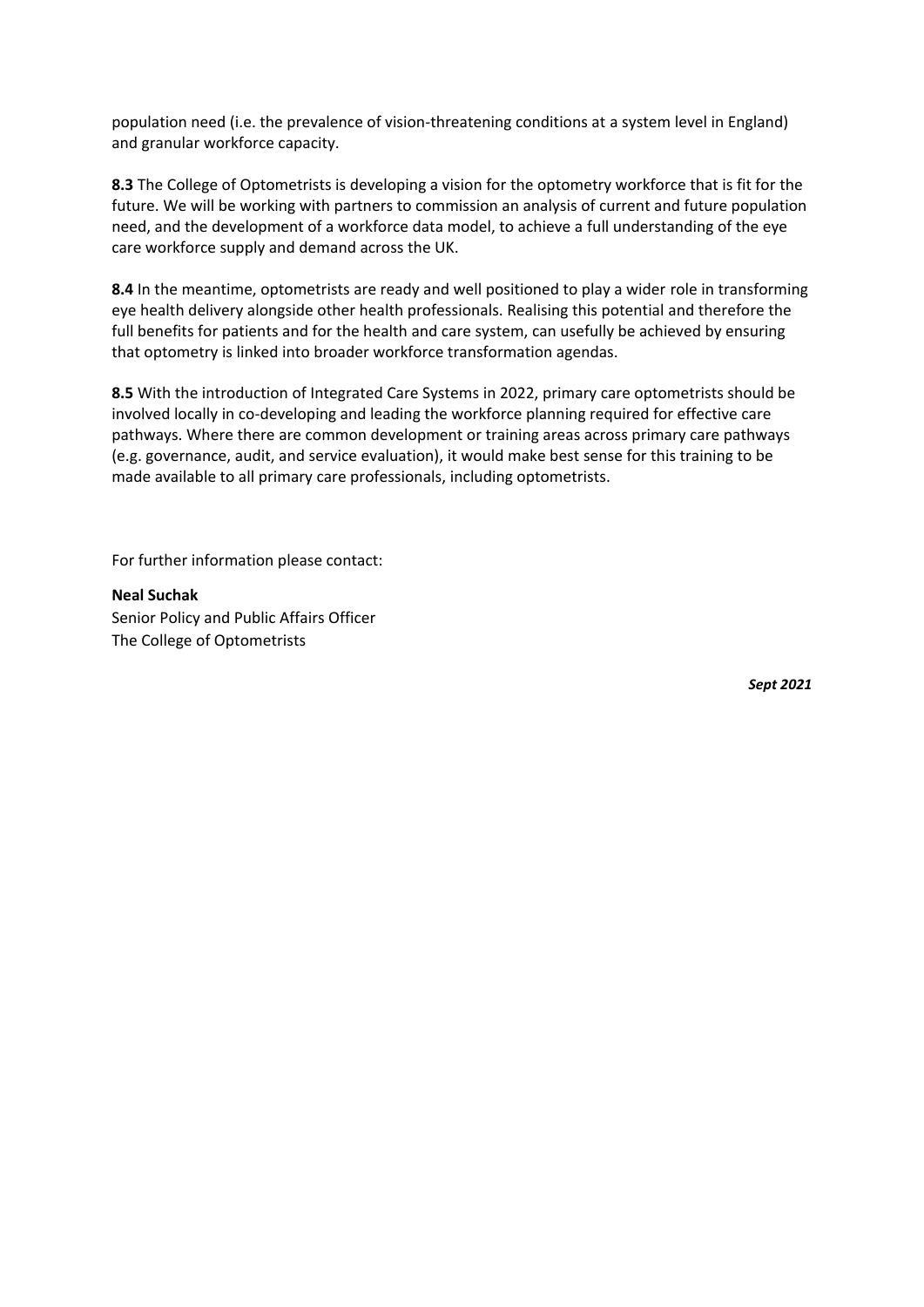population need (i.e. the prevalence of vision-threatening conditions at a system level in England) and granular workforce capacity.

**8.3** The College of Optometrists is developing a vision for the optometry workforce that is fit for the future. We will be working with partners to commission an analysis of current and future population need, and the development of a workforce data model, to achieve a full understanding of the eye care workforce supply and demand across the UK.

**8.4** In the meantime, optometrists are ready and well positioned to play a wider role in transforming eye health delivery alongside other health professionals. Realising this potential and therefore the full benefits for patients and for the health and care system, can usefully be achieved by ensuring that optometry is linked into broader workforce transformation agendas.

**8.5** With the introduction of Integrated Care Systems in 2022, primary care optometrists should be involved locally in co-developing and leading the workforce planning required for effective care pathways. Where there are common development or training areas across primary care pathways (e.g. governance, audit, and service evaluation), it would make best sense for this training to be made available to all primary care professionals, including optometrists.

For further information please contact:

**Neal Suchak**
Senior Policy and Public Affairs Officer
The College of Optometrists

***Sept 2021***